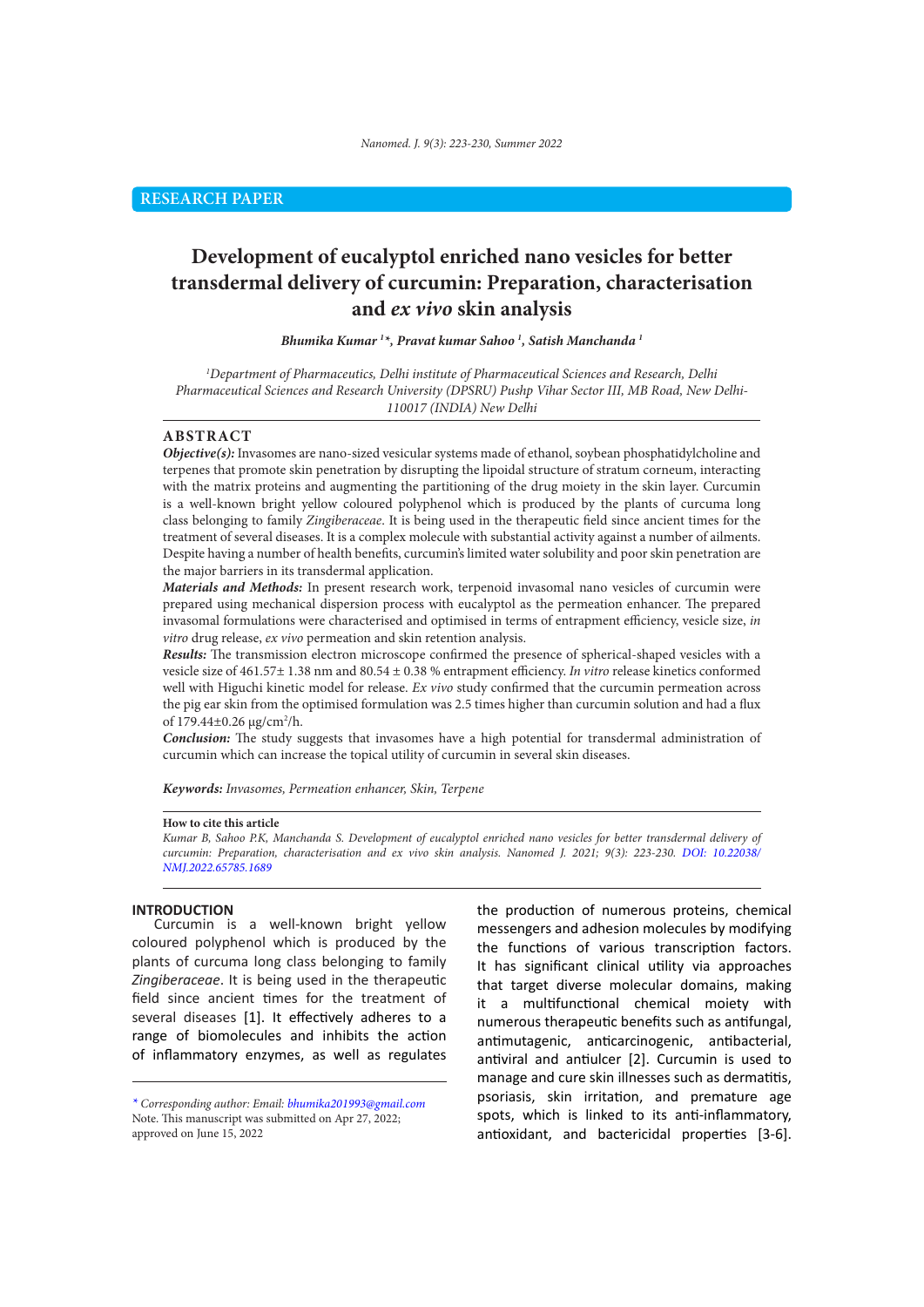RESEARCH PAPER

# Development of eucalyptol enriched nano vesicles for better transdermal delivery of curcumin: Preparation, characterisation and *ex vivo* skin analysis

***Bhumika Kumar [1]\*, Pravat kumar Sahoo [1], Satish Manchanda [1]***

*[1]Department of Pharmaceutics, Delhi institute of Pharmaceutical Sciences and Research, Delhi Pharmaceutical Sciences and Research University (DPSRU) Pushp Vihar Sector III, MB Road, New Delhi-110017 (INDIA) New Delhi*

## ABSTRACT

***Objective(s):*** Invasomes are nano-sized vesicular systems made of ethanol, soybean phosphatidylcholine and terpenes that promote skin penetration by disrupting the lipoidal structure of stratum corneum, interacting with the matrix proteins and augmenting the partitioning of the drug moiety in the skin layer. Curcumin is a well-known bright yellow coloured polyphenol which is produced by the plants of curcuma long class belonging to family *Zingiberaceae*. It is being used in the therapeutic field since ancient times for the treatment of several diseases. It is a complex molecule with substantial activity against a number of ailments. Despite having a number of health benefits, curcumin's limited water solubility and poor skin penetration are the major barriers in its transdermal application.

***Materials and Methods:*** In present research work, terpenoid invasomal nano vesicles of curcumin were prepared using mechanical dispersion process with eucalyptol as the permeation enhancer. The prepared invasomal formulations were characterised and optimised in terms of entrapment efficiency, vesicle size, *in vitro* drug release, *ex vivo* permeation and skin retention analysis.

***Results:*** The transmission electron microscope confirmed the presence of spherical-shaped vesicles with a vesicle size of 461.57± 1.38 nm and 80.54 ± 0.38 % entrapment efficiency. *In vitro* release kinetics conformed well with Higuchi kinetic model for release. *Ex vivo* study confirmed that the curcumin permeation across the pig ear skin from the optimised formulation was 2.5 times higher than curcumin solution and had a flux of 179.44±0.26 µg/cm$^2$/h.

***Conclusion:*** The study suggests that invasomes have a high potential for transdermal administration of curcumin which can increase the topical utility of curcumin in several skin diseases.

***Keywords:*** *Invasomes, Permeation enhancer, Skin, Terpene*

**How to cite this article**

*Kumar B, Sahoo P.K, Manchanda S. Development of eucalyptol enriched nano vesicles for better transdermal delivery of curcumin: Preparation, characterisation and ex vivo skin analysis. Nanomed J. 2021; 9(3): 223-230. DOI: 10.22038/NMJ.2022.65785.1689*

## INTRODUCTION

Curcumin is a well-known bright yellow coloured polyphenol which is produced by the plants of curcuma long class belonging to family *Zingiberaceae*. It is being used in the therapeutic field since ancient times for the treatment of several diseases [1]. It effectively adheres to a range of biomolecules and inhibits the action of inflammatory enzymes, as well as regulates the production of numerous proteins, chemical messengers and adhesion molecules by modifying the functions of various transcription factors. It has significant clinical utility via approaches that target diverse molecular domains, making it a multifunctional chemical moiety with numerous therapeutic benefits such as antifungal, antimutagenic, anticarcinogenic, antibacterial, antiviral and antiulcer [2]. Curcumin is used to manage and cure skin illnesses such as dermatitis, psoriasis, skin irritation, and premature age spots, which is linked to its anti-inflammatory, antioxidant, and bactericidal properties [3-6].

*\* Corresponding author: Email: bhumika201993@gmail.com*
Note. This manuscript was submitted on Apr 27, 2022; approved on June 15, 2022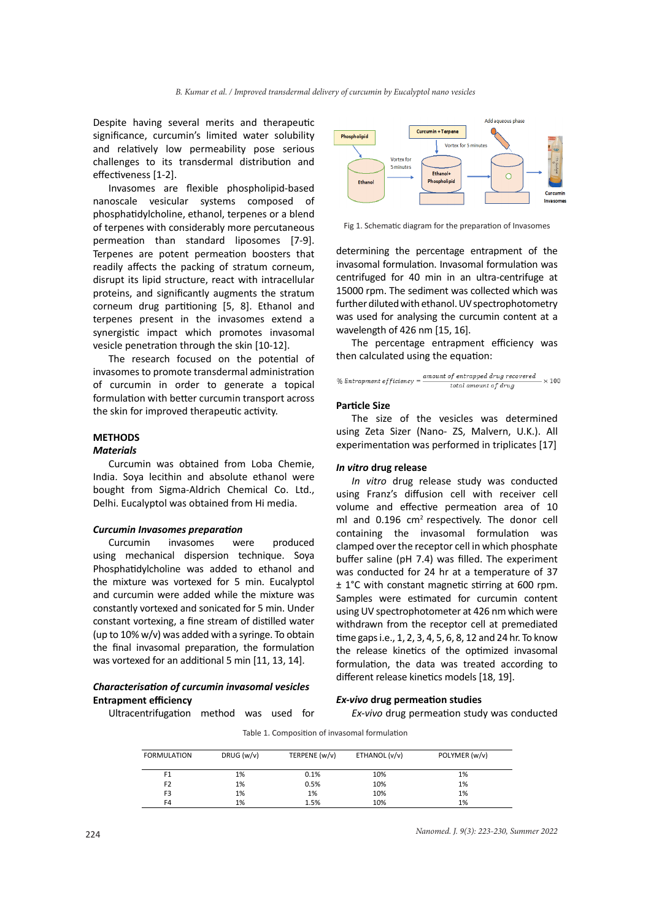Despite having several merits and therapeutic significance, curcumin's limited water solubility and relatively low permeability pose serious challenges to its transdermal distribution and effectiveness [1-2].

Invasomes are flexible phospholipid-based nanoscale vesicular systems composed of phosphatidylcholine, ethanol, terpenes or a blend of terpenes with considerably more percutaneous permeation than standard liposomes [7-9]. Terpenes are potent permeation boosters that readily affects the packing of stratum corneum, disrupt its lipid structure, react with intracellular proteins, and significantly augments the stratum corneum drug partitioning [5, 8]. Ethanol and terpenes present in the invasomes extend a synergistic impact which promotes invasomal vesicle penetration through the skin [10-12].

The research focused on the potential of invasomes to promote transdermal administration of curcumin in order to generate a topical formulation with better curcumin transport across the skin for improved therapeutic activity.

## METHODS

### *Materials*

Curcumin was obtained from Loba Chemie, India. Soya lecithin and absolute ethanol were bought from Sigma-Aldrich Chemical Co. Ltd., Delhi. Eucalyptol was obtained from Hi media.

### *Curcumin Invasomes preparation*

Curcumin invasomes were produced using mechanical dispersion technique. Soya Phosphatidylcholine was added to ethanol and the mixture was vortexed for 5 min. Eucalyptol and curcumin were added while the mixture was constantly vortexed and sonicated for 5 min. Under constant vortexing, a fine stream of distilled water (up to 10% w/v) was added with a syringe. To obtain the final invasomal preparation, the formulation was vortexed for an additional 5 min [11, 13, 14].

Fig 1. Schematic diagram for the preparation of Invasomes

### *Characterisation of curcumin invasomal vesicles*

**Entrapment efficiency**

Ultracentrifugation method was used for determining the percentage entrapment of the invasomal formulation. Invasomal formulation was centrifuged for 40 min in an ultra-centrifuge at 15000 rpm. The sediment was collected which was further diluted with ethanol. UV spectrophotometry was used for analysing the curcumin content at a wavelength of 426 nm [15, 16].

The percentage entrapment efficiency was then calculated using the equation:

$$\%\ Entrapment\ efficiency = \frac{amount\ of\ entrapped\ drug\ recovered}{total\ amount\ of\ drug} \times 100$$

**Particle Size**

The size of the vesicles was determined using Zeta Sizer (Nano- ZS, Malvern, U.K.). All experimentation was performed in triplicates [17]

***In vitro* drug release**

*In vitro* drug release study was conducted using Franz's diffusion cell with receiver cell volume and effective permeation area of 10 ml and 0.196 $cm^2$ respectively. The donor cell containing the invasomal formulation was clamped over the receptor cell in which phosphate buffer saline (pH 7.4) was filled. The experiment was conducted for 24 hr at a temperature of 37 ± 1°C with constant magnetic stirring at 600 rpm. Samples were estimated for curcumin content using UV spectrophotometer at 426 nm which were withdrawn from the receptor cell at premediated time gaps i.e., 1, 2, 3, 4, 5, 6, 8, 12 and 24 hr. To know the release kinetics of the optimized invasomal formulation, the data was treated according to different release kinetics models [18, 19].

***Ex-vivo* drug permeation studies**

*Ex-vivo* drug permeation study was conducted

Table 1. Composition of invasomal formulation

| FORMULATION | DRUG (w/v) | TERPENE (w/v) | ETHANOL (v/v) | POLYMER (w/v) |
|---|---|---|---|---|
| F1 | 1% | 0.1% | 10% | 1% |
| F2 | 1% | 0.5% | 10% | 1% |
| F3 | 1% | 1% | 10% | 1% |
| F4 | 1% | 1.5% | 10% | 1% |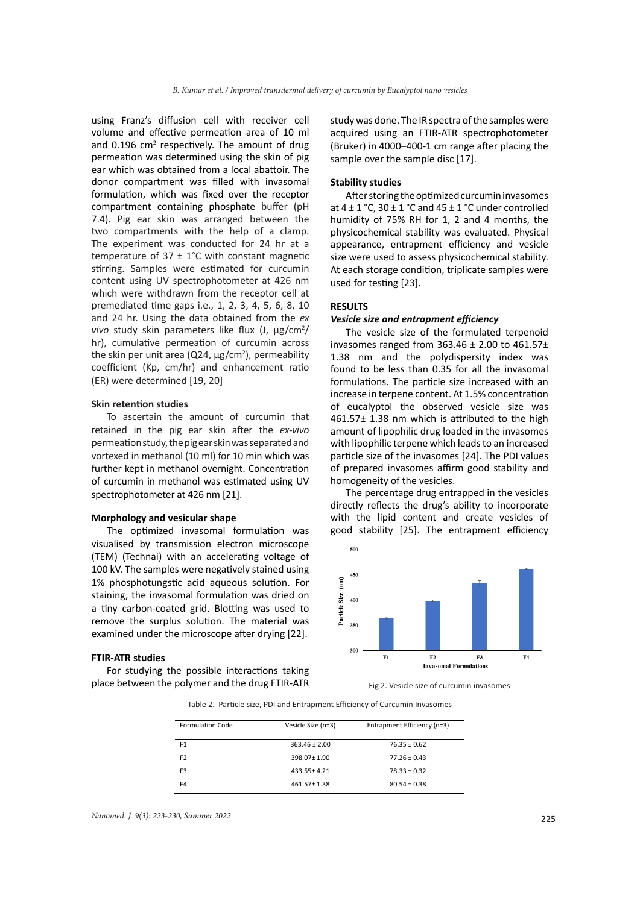using Franz's diffusion cell with receiver cell volume and effective permeation area of 10 ml and 0.196 $cm^2$ respectively. The amount of drug permeation was determined using the skin of pig ear which was obtained from a local abattoir. The donor compartment was filled with invasomal formulation, which was fixed over the receptor compartment containing phosphate buffer (pH 7.4). Pig ear skin was arranged between the two compartments with the help of a clamp. The experiment was conducted for 24 hr at a temperature of 37 ± 1°C with constant magnetic stirring. Samples were estimated for curcumin content using UV spectrophotometer at 426 nm which were withdrawn from the receptor cell at premediated time gaps i.e., 1, 2, 3, 4, 5, 6, 8, 10 and 24 hr. Using the data obtained from the *ex vivo* study skin parameters like flux (J, µg/$cm^2$/hr), cumulative permeation of curcumin across the skin per unit area ($Q_{24}$, µg/$cm^2$), permeability coefficient ($K_p$, cm/hr) and enhancement ratio (ER) were determined [19, 20]

### Skin retention studies

To ascertain the amount of curcumin that retained in the pig ear skin after the *ex-vivo* permeation study, the pig ear skin was separated and vortexed in methanol (10 ml) for 10 min which was further kept in methanol overnight. Concentration of curcumin in methanol was estimated using UV spectrophotometer at 426 nm [21].

### Morphology and vesicular shape

The optimized invasomal formulation was visualised by transmission electron microscope (TEM) (Technai) with an accelerating voltage of 100 kV. The samples were negatively stained using 1% phosphotungstic acid aqueous solution. For staining, the invasomal formulation was dried on a tiny carbon-coated grid. Blotting was used to remove the surplus solution. The material was examined under the microscope after drying [22].

### FTIR-ATR studies

For studying the possible interactions taking place between the polymer and the drug FTIR-ATR study was done. The IR spectra of the samples were acquired using an FTIR-ATR spectrophotometer (Bruker) in 4000–400-1 cm range after placing the sample over the sample disc [17].

### Stability studies

After storing the optimized curcumin invasomes at 4 ± 1 °C, 30 ± 1 °C and 45 ± 1 °C under controlled humidity of 75% RH for 1, 2 and 4 months, the physicochemical stability was evaluated. Physical appearance, entrapment efficiency and vesicle size were used to assess physicochemical stability. At each storage condition, triplicate samples were used for testing [23].

## RESULTS

### *Vesicle size and entrapment efficiency*

The vesicle size of the formulated terpenoid invasomes ranged from 363.46 ± 2.00 to 461.57± 1.38 nm and the polydispersity index was found to be less than 0.35 for all the invasomal formulations. The particle size increased with an increase in terpene content. At 1.5% concentration of eucalyptol the observed vesicle size was 461.57± 1.38 nm which is attributed to the high amount of lipophilic drug loaded in the invasomes with lipophilic terpene which leads to an increased particle size of the invasomes [24]. The PDI values of prepared invasomes affirm good stability and homogeneity of the vesicles.

The percentage drug entrapped in the vesicles directly reflects the drug's ability to incorporate with the lipid content and create vesicles of good stability [25]. The entrapment efficiency

Fig 2. Vesicle size of curcumin invasomes

Table 2. Particle size, PDI and Entrapment Efficiency of Curcumin Invasomes

| Formulation Code | Vesicle Size (n=3) | Entrapment Efficiency (n=3) |
|---|---|---|
| F1 | 363.46 ± 2.00 | 76.35 ± 0.62 |
| F2 | 398.07± 1.90 | 77.26 ± 0.43 |
| F3 | 433.55± 4.21 | 78.33 ± 0.32 |
| F4 | 461.57± 1.38 | 80.54 ± 0.38 |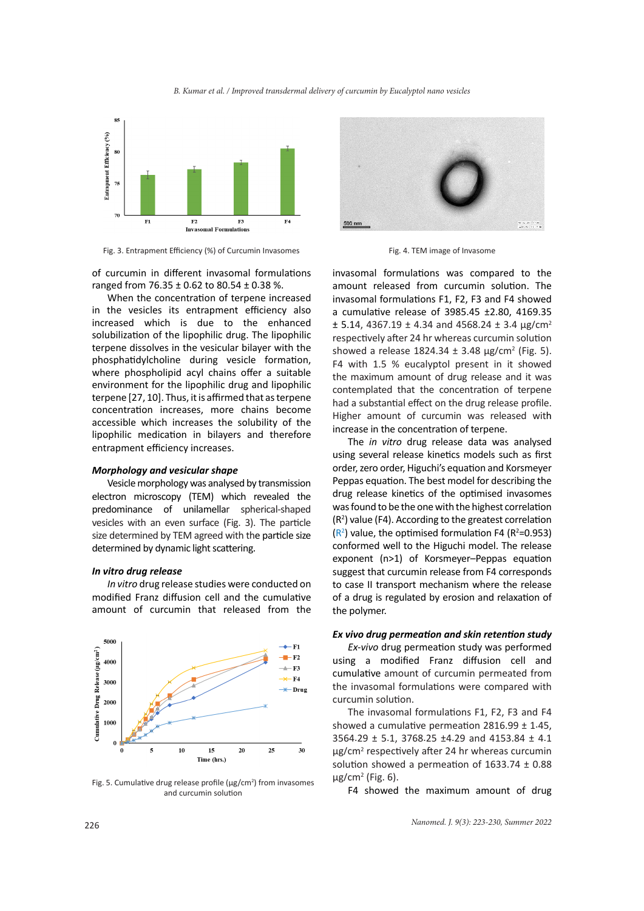Fig. 3. Entrapment Efficiency (%) of Curcumin Invasomes

Fig. 4. TEM image of Invasome

of curcumin in different invasomal formulations ranged from 76.35 ± 0.62 to 80.54 ± 0.38 %.

When the concentration of terpene increased in the vesicles its entrapment efficiency also increased which is due to the enhanced solubilization of the lipophilic drug. The lipophilic terpene dissolves in the vesicular bilayer with the phosphatidylcholine during vesicle formation, where phospholipid acyl chains offer a suitable environment for the lipophilic drug and lipophilic terpene [27, 10]. Thus, it is affirmed that as terpene concentration increases, more chains become accessible which increases the solubility of the lipophilic medication in bilayers and therefore entrapment efficiency increases.

### *Morphology and vesicular shape*

Vesicle morphology was analysed by transmission electron microscopy (TEM) which revealed the predominance of unilamellar spherical-shaped vesicles with an even surface (Fig. 3). The particle size determined by TEM agreed with the particle size determined by dynamic light scattering.

### *In vitro drug release*

*In vitro* drug release studies were conducted on modified Franz diffusion cell and the cumulative amount of curcumin that released from the invasomal formulations was compared to the amount released from curcumin solution. The invasomal formulations F1, F2, F3 and F4 showed a cumulative release of 3985.45 ±2.80, 4169.35 ± 5.14, 4367.19 ± 4.34 and 4568.24 ± 3.4 µg/cm² respectively after 24 hr whereas curcumin solution showed a release 1824.34 ± 3.48 µg/cm² (Fig. 5). F4 with 1.5 % eucalyptol present in it showed the maximum amount of drug release and it was contemplated that the concentration of terpene had a substantial effect on the drug release profile. Higher amount of curcumin was released with increase in the concentration of terpene.

The *in vitro* drug release data was analysed using several release kinetics models such as first order, zero order, Higuchi's equation and Korsmeyer Peppas equation. The best model for describing the drug release kinetics of the optimised invasomes was found to be the one with the highest correlation ($R^2$) value (F4). According to the greatest correlation ($R^2$) value, the optimised formulation F4 ($R^2$=0.953) conformed well to the Higuchi model. The release exponent (n>1) of Korsmeyer–Peppas equation suggest that curcumin release from F4 corresponds to case II transport mechanism where the release of a drug is regulated by erosion and relaxation of the polymer.

Fig. 5. Cumulative drug release profile (µg/cm²) from invasomes and curcumin solution

### *Ex vivo drug permeation and skin retention study*

*Ex-vivo* drug permeation study was performed using a modified Franz diffusion cell and cumulative amount of curcumin permeated from the invasomal formulations were compared with curcumin solution.

The invasomal formulations F1, F2, F3 and F4 showed a cumulative permeation 2816.99 ± 1.45, 3564.29 ± 5.1, 3768.25 ±4.29 and 4153.84 ± 4.1 µg/cm² respectively after 24 hr whereas curcumin solution showed a permeation of 1633.74 ± 0.88 µg/cm² (Fig. 6).

F4 showed the maximum amount of drug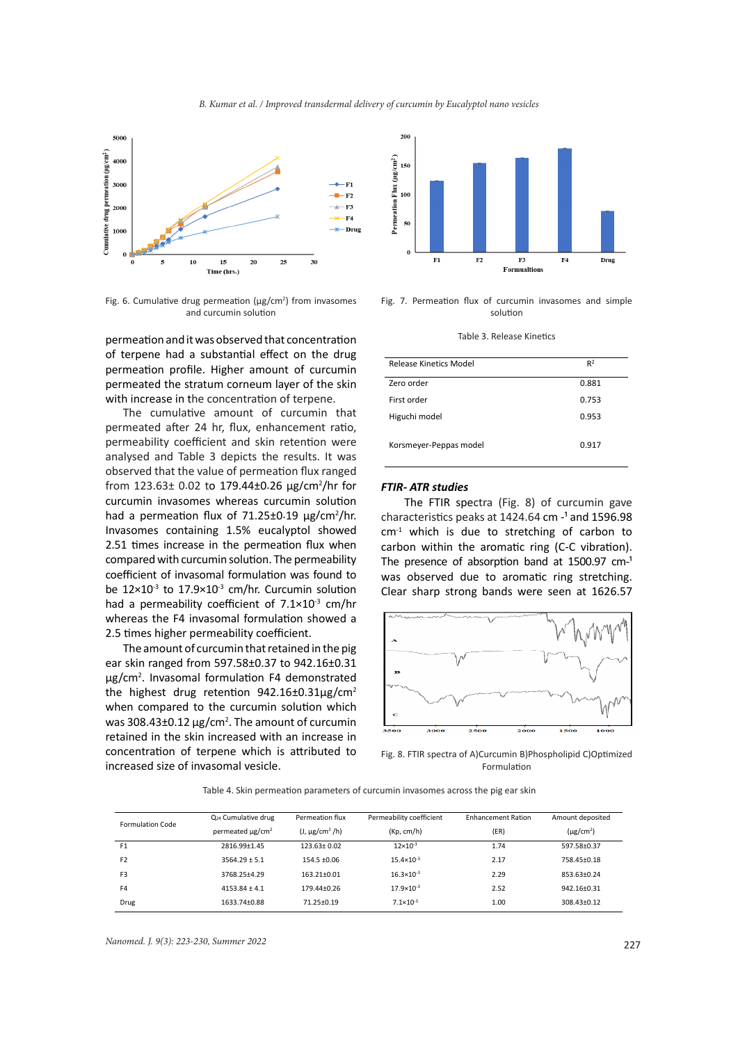Fig. 6. Cumulative drug permeation (μg/cm²) from invasomes and curcumin solution

Fig. 7. Permeation flux of curcumin invasomes and simple solution

permeation and it was observed that concentration of terpene had a substantial effect on the drug permeation profile. Higher amount of curcumin permeated the stratum corneum layer of the skin with increase in the concentration of terpene.

The cumulative amount of curcumin that permeated after 24 hr, flux, enhancement ratio, permeability coefficient and skin retention were analysed and Table 3 depicts the results. It was observed that the value of permeation flux ranged from 123.63± 0.02 to 179.44±0.26 μg/cm²/hr for curcumin invasomes whereas curcumin solution had a permeation flux of 71.25±0.19 μg/cm²/hr. Invasomes containing 1.5% eucalyptol showed 2.51 times increase in the permeation flux when compared with curcumin solution. The permeability coefficient of invasomal formulation was found to be $12\times10^{-3}$ to $17.9\times10^{-3}$ cm/hr. Curcumin solution had a permeability coefficient of $7.1\times10^{-3}$ cm/hr whereas the F4 invasomal formulation showed a 2.5 times higher permeability coefficient.

The amount of curcumin that retained in the pig ear skin ranged from 597.58±0.37 to 942.16±0.31 μg/cm². Invasomal formulation F4 demonstrated the highest drug retention 942.16±0.31μg/cm² when compared to the curcumin solution which was 308.43±0.12 μg/cm². The amount of curcumin retained in the skin increased with an increase in concentration of terpene which is attributed to increased size of invasomal vesicle.

Table 3. Release Kinetics

| Release Kinetics Model | $R^2$ |
|---|---|
| Zero order | 0.881 |
| First order | 0.753 |
| Higuchi model | 0.953 |
| Korsmeyer-Peppas model | 0.917 |

### *FTIR- ATR studies*

The FTIR spectra (Fig. 8) of curcumin gave characteristics peaks at 1424.64 cm $^{-1}$ and 1596.98 cm$^{-1}$ which is due to stretching of carbon to carbon within the aromatic ring (C-C vibration). The presence of absorption band at 1500.97 cm$^{-1}$ was observed due to aromatic ring stretching. Clear sharp strong bands were seen at 1626.57

Fig. 8. FTIR spectra of A)Curcumin B)Phospholipid C)Optimized Formulation

Table 4. Skin permeation parameters of curcumin invasomes across the pig ear skin

| Formulation Code | $Q_{24}$ Cumulative drug permeated μg/cm² | Permeation flux (J, μg/cm² /h) | Permeability coefficient (Kp, cm/h) | Enhancement Ration (ER) | Amount deposited (μg/cm²) |
|---|---|---|---|---|---|
| F1 | 2816.99±1.45 | 123.63± 0.02 | $12\times10^{-3}$ | 1.74 | 597.58±0.37 |
| F2 | 3564.29 ± 5.1 | 154.5 ±0.06 | $15.4\times10^{-3}$ | 2.17 | 758.45±0.18 |
| F3 | 3768.25±4.29 | 163.21±0.01 | $16.3\times10^{-3}$ | 2.29 | 853.63±0.24 |
| F4 | 4153.84 ± 4.1 | 179.44±0.26 | $17.9\times10^{-3}$ | 2.52 | 942.16±0.31 |
| Drug | 1633.74±0.88 | 71.25±0.19 | $7.1\times10^{-3}$ | 1.00 | 308.43±0.12 |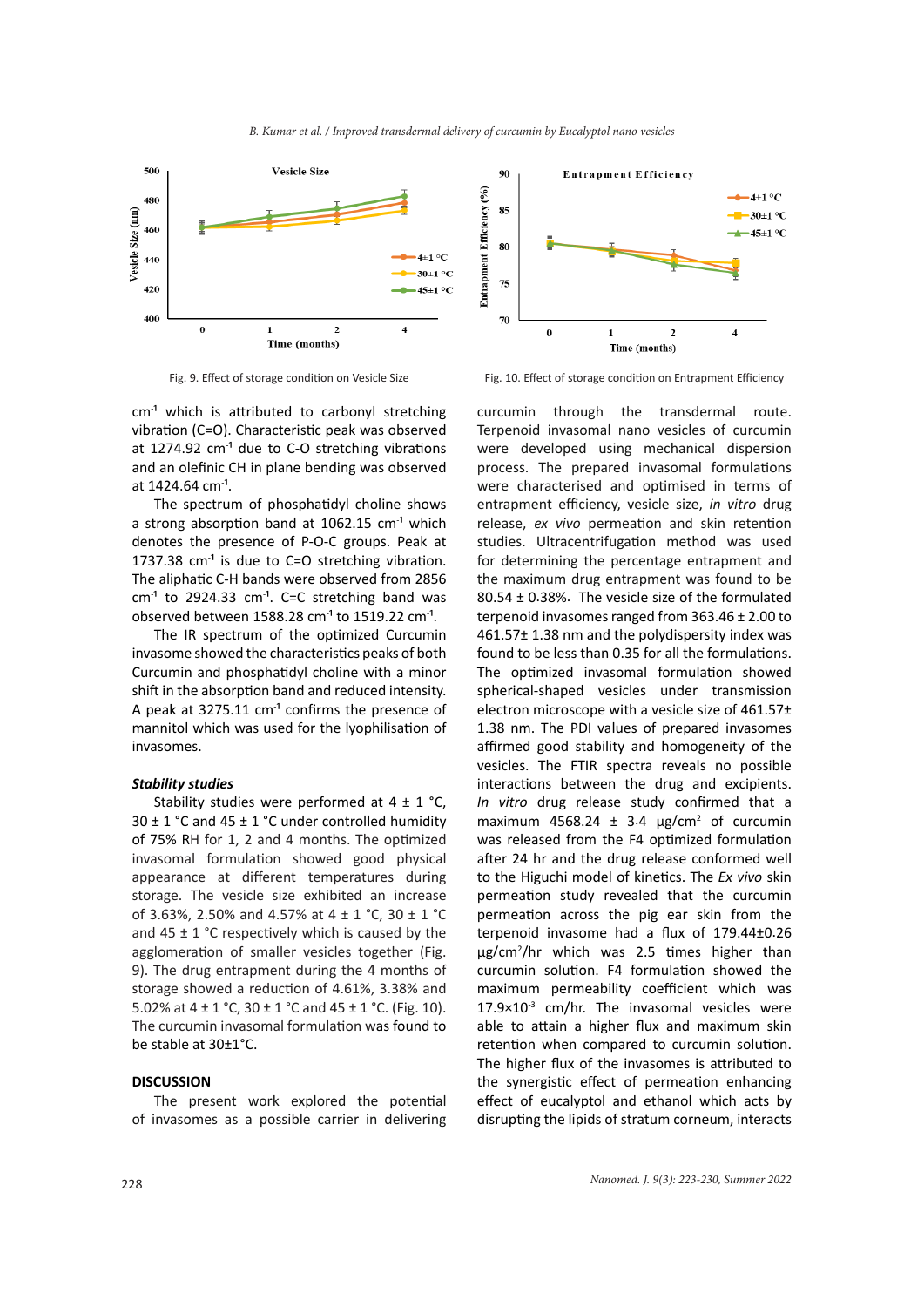Fig. 9. Effect of storage condition on Vesicle Size

Fig. 10. Effect of storage condition on Entrapment Efficiency

$cm^{-1}$ which is attributed to carbonyl stretching vibration (C=O). Characteristic peak was observed at 1274.92 $cm^{-1}$ due to C-O stretching vibrations and an olefinic CH in plane bending was observed at 1424.64 $cm^{-1}$.

The spectrum of phosphatidyl choline shows a strong absorption band at 1062.15 $cm^{-1}$ which denotes the presence of P-O-C groups. Peak at 1737.38 $cm^{-1}$ is due to C=O stretching vibration. The aliphatic C-H bands were observed from 2856 $cm^{-1}$ to 2924.33 $cm^{-1}$. C=C stretching band was observed between 1588.28 $cm^{-1}$ to 1519.22 $cm^{-1}$.

The IR spectrum of the optimized Curcumin invasome showed the characteristics peaks of both Curcumin and phosphatidyl choline with a minor shift in the absorption band and reduced intensity. A peak at 3275.11 $cm^{-1}$ confirms the presence of mannitol which was used for the lyophilisation of invasomes.

### *Stability studies*

Stability studies were performed at 4 ± 1 °C, 30 ± 1 °C and 45 ± 1 °C under controlled humidity of 75% RH for 1, 2 and 4 months. The optimized invasomal formulation showed good physical appearance at different temperatures during storage. The vesicle size exhibited an increase of 3.63%, 2.50% and 4.57% at 4 ± 1 °C, 30 ± 1 °C and 45 ± 1 °C respectively which is caused by the agglomeration of smaller vesicles together (Fig. 9). The drug entrapment during the 4 months of storage showed a reduction of 4.61%, 3.38% and 5.02% at 4 ± 1 °C, 30 ± 1 °C and 45 ± 1 °C. (Fig. 10). The curcumin invasomal formulation was found to be stable at 30±1°C.

## DISCUSSION

The present work explored the potential of invasomes as a possible carrier in delivering curcumin through the transdermal route. Terpenoid invasomal nano vesicles of curcumin were developed using mechanical dispersion process. The prepared invasomal formulations were characterised and optimised in terms of entrapment efficiency, vesicle size, *in vitro* drug release, *ex vivo* permeation and skin retention studies. Ultracentrifugation method was used for determining the percentage entrapment and the maximum drug entrapment was found to be 80.54 ± 0.38%. The vesicle size of the formulated terpenoid invasomes ranged from 363.46 ± 2.00 to 461.57± 1.38 nm and the polydispersity index was found to be less than 0.35 for all the formulations. The optimized invasomal formulation showed spherical-shaped vesicles under transmission electron microscope with a vesicle size of 461.57± 1.38 nm. The PDI values of prepared invasomes affirmed good stability and homogeneity of the vesicles. The FTIR spectra reveals no possible interactions between the drug and excipients. *In vitro* drug release study confirmed that a maximum 4568.24 ± 3.4 μg/$cm^2$ of curcumin was released from the F4 optimized formulation after 24 hr and the drug release conformed well to the Higuchi model of kinetics. The *Ex vivo* skin permeation study revealed that the curcumin permeation across the pig ear skin from the terpenoid invasome had a flux of 179.44±0.26 μg/$cm^2$/hr which was 2.5 times higher than curcumin solution. F4 formulation showed the maximum permeability coefficient which was $17.9 \times 10^{-3}$ cm/hr. The invasomal vesicles were able to attain a higher flux and maximum skin retention when compared to curcumin solution. The higher flux of the invasomes is attributed to the synergistic effect of permeation enhancing effect of eucalyptol and ethanol which acts by disrupting the lipids of stratum corneum, interacts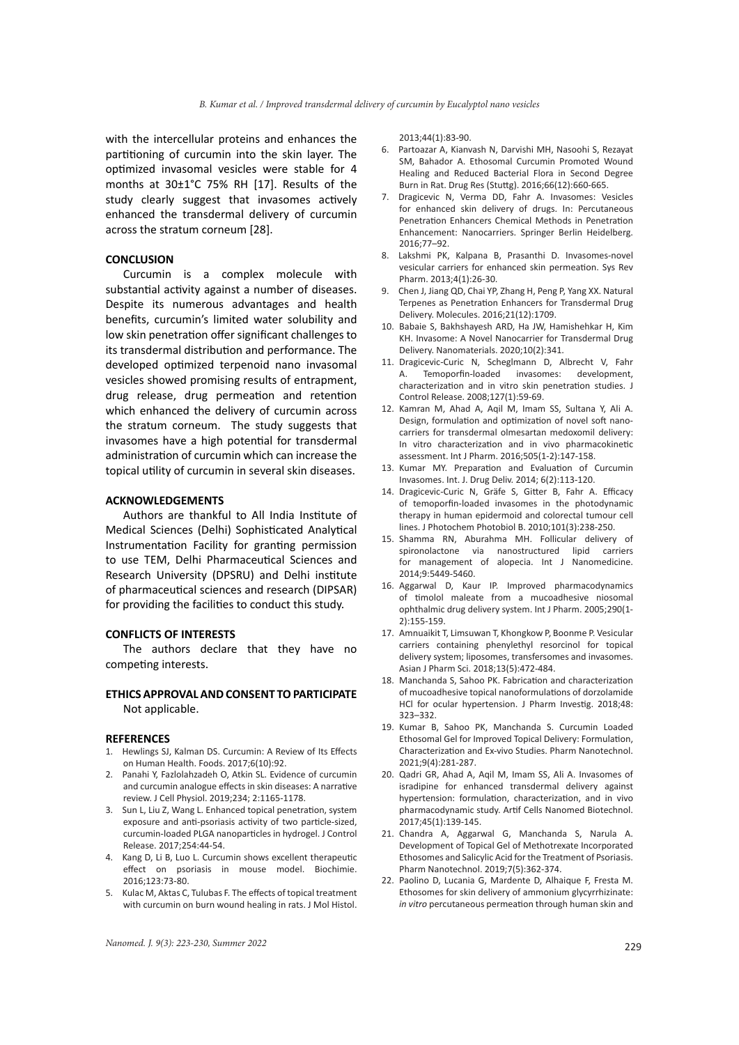with the intercellular proteins and enhances the partitioning of curcumin into the skin layer. The optimized invasomal vesicles were stable for 4 months at 30±1°C 75% RH [17]. Results of the study clearly suggest that invasomes actively enhanced the transdermal delivery of curcumin across the stratum corneum [28].

## CONCLUSION

Curcumin is a complex molecule with substantial activity against a number of diseases. Despite its numerous advantages and health benefits, curcumin's limited water solubility and low skin penetration offer significant challenges to its transdermal distribution and performance. The developed optimized terpenoid nano invasomal vesicles showed promising results of entrapment, drug release, drug permeation and retention which enhanced the delivery of curcumin across the stratum corneum. The study suggests that invasomes have a high potential for transdermal administration of curcumin which can increase the topical utility of curcumin in several skin diseases.

## ACKNOWLEDGEMENTS

Authors are thankful to All India Institute of Medical Sciences (Delhi) Sophisticated Analytical Instrumentation Facility for granting permission to use TEM, Delhi Pharmaceutical Sciences and Research University (DPSRU) and Delhi institute of pharmaceutical sciences and research (DIPSAR) for providing the facilities to conduct this study.

## CONFLICTS OF INTERESTS

The authors declare that they have no competing interests.

## ETHICS APPROVAL AND CONSENT TO PARTICIPATE

Not applicable.

## REFERENCES

1. Hewlings SJ, Kalman DS. Curcumin: A Review of Its Effects on Human Health. Foods. 2017;6(10):92.
2. Panahi Y, Fazlolahzadeh O, Atkin SL. Evidence of curcumin and curcumin analogue effects in skin diseases: A narrative review. J Cell Physiol. 2019;234; 2:1165-1178.
3. Sun L, Liu Z, Wang L. Enhanced topical penetration, system exposure and anti-psoriasis activity of two particle-sized, curcumin-loaded PLGA nanoparticles in hydrogel. J Control Release. 2017;254:44-54.
4. Kang D, Li B, Luo L. Curcumin shows excellent therapeutic effect on psoriasis in mouse model. Biochimie. 2016;123:73-80.
5. Kulac M, Aktas C, Tulubas F. The effects of topical treatment with curcumin on burn wound healing in rats. J Mol Histol. 2013;44(1):83-90.
6. Partoazar A, Kianvash N, Darvishi MH, Nasoohi S, Rezayat SM, Bahador A. Ethosomal Curcumin Promoted Wound Healing and Reduced Bacterial Flora in Second Degree Burn in Rat. Drug Res (Stuttg). 2016;66(12):660-665.
7. Dragicevic N, Verma DD, Fahr A. Invasomes: Vesicles for enhanced skin delivery of drugs. In: Percutaneous Penetration Enhancers Chemical Methods in Penetration Enhancement: Nanocarriers. Springer Berlin Heidelberg. 2016;77–92.
8. Lakshmi PK, Kalpana B, Prasanthi D. Invasomes-novel vesicular carriers for enhanced skin permeation. Sys Rev Pharm. 2013;4(1):26-30.
9. Chen J, Jiang QD, Chai YP, Zhang H, Peng P, Yang XX. Natural Terpenes as Penetration Enhancers for Transdermal Drug Delivery. Molecules. 2016;21(12):1709.
10. Babaie S, Bakhshayesh ARD, Ha JW, Hamishehkar H, Kim KH. Invasome: A Novel Nanocarrier for Transdermal Drug Delivery. Nanomaterials. 2020;10(2):341.
11. Dragicevic-Curic N, Scheglmann D, Albrecht V, Fahr A. Temoporfin-loaded invasomes: development, characterization and in vitro skin penetration studies. J Control Release. 2008;127(1):59-69.
12. Kamran M, Ahad A, Aqil M, Imam SS, Sultana Y, Ali A. Design, formulation and optimization of novel soft nano-carriers for transdermal olmesartan medoxomil delivery: In vitro characterization and in vivo pharmacokinetic assessment. Int J Pharm. 2016;505(1-2):147-158.
13. Kumar MY. Preparation and Evaluation of Curcumin Invasomes. Int. J. Drug Deliv. 2014; 6(2):113-120.
14. Dragicevic-Curic N, Gräfe S, Gitter B, Fahr A. Efficacy of temoporfin-loaded invasomes in the photodynamic therapy in human epidermoid and colorectal tumour cell lines. J Photochem Photobiol B. 2010;101(3):238-250.
15. Shamma RN, Aburahma MH. Follicular delivery of spironolactone via nanostructured lipid carriers for management of alopecia. Int J Nanomedicine. 2014;9:5449-5460.
16. Aggarwal D, Kaur IP. Improved pharmacodynamics of timolol maleate from a mucoadhesive niosomal ophthalmic drug delivery system. Int J Pharm. 2005;290(1-2):155-159.
17. Amnuaikit T, Limsuwan T, Khongkow P, Boonme P. Vesicular carriers containing phenylethyl resorcinol for topical delivery system; liposomes, transfersomes and invasomes. Asian J Pharm Sci. 2018;13(5):472-484.
18. Manchanda S, Sahoo PK. Fabrication and characterization of mucoadhesive topical nanoformulations of dorzolamide HCl for ocular hypertension. J Pharm Investig. 2018;48: 323–332.
19. Kumar B, Sahoo PK, Manchanda S. Curcumin Loaded Ethosomal Gel for Improved Topical Delivery: Formulation, Characterization and Ex-vivo Studies. Pharm Nanotechnol. 2021;9(4):281-287.
20. Qadri GR, Ahad A, Aqil M, Imam SS, Ali A. Invasomes of isradipine for enhanced transdermal delivery against hypertension: formulation, characterization, and in vivo pharmacodynamic study. Artif Cells Nanomed Biotechnol. 2017;45(1):139-145.
21. Chandra A, Aggarwal G, Manchanda S, Narula A. Development of Topical Gel of Methotrexate Incorporated Ethosomes and Salicylic Acid for the Treatment of Psoriasis. Pharm Nanotechnol. 2019;7(5):362-374.
22. Paolino D, Lucania G, Mardente D, Alhaique F, Fresta M. Ethosomes for skin delivery of ammonium glycyrrhizinate: *in vitro* percutaneous permeation through human skin and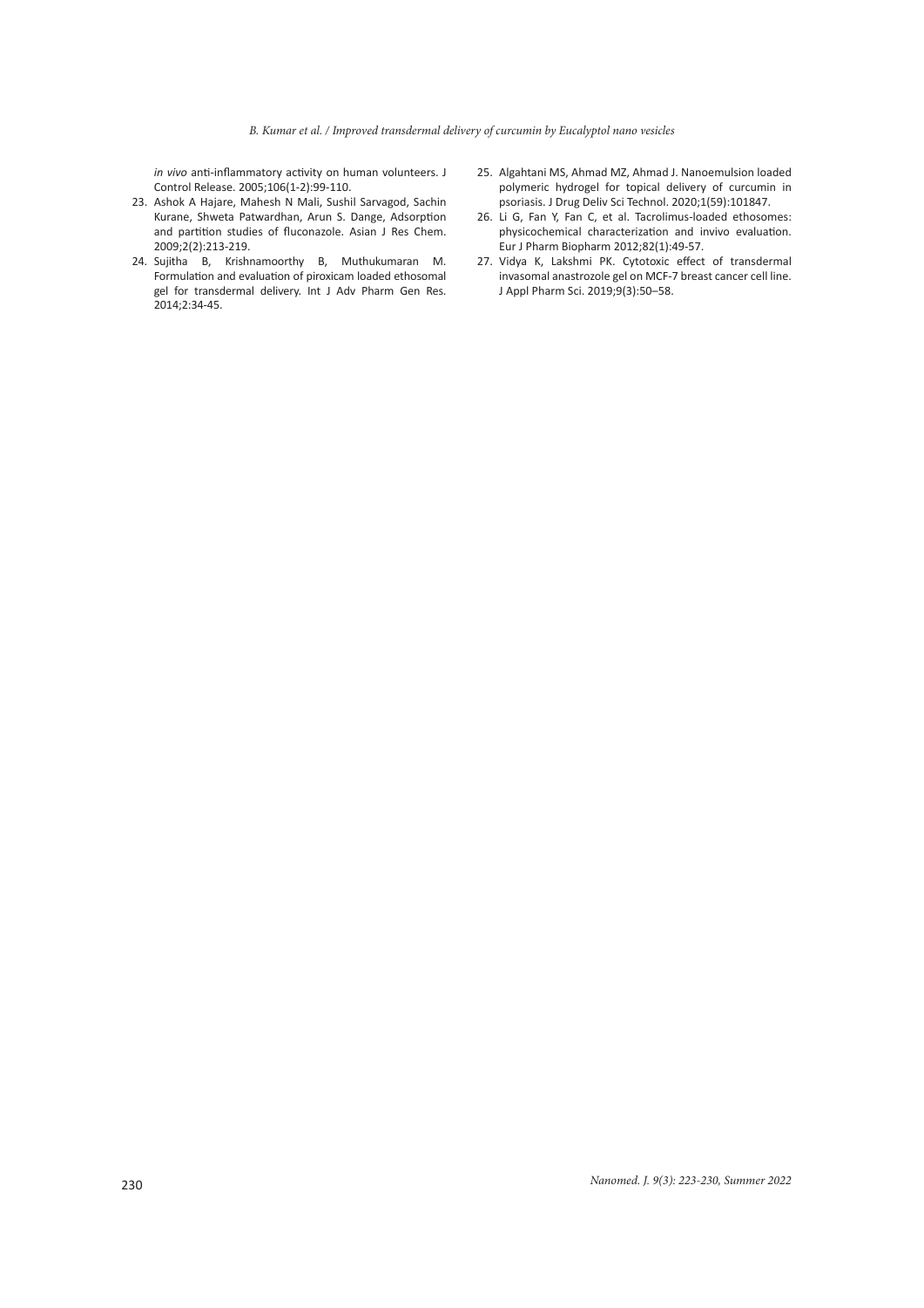*in vivo* anti-inflammatory activity on human volunteers. J Control Release. 2005;106(1-2):99-110.

23. Ashok A Hajare, Mahesh N Mali, Sushil Sarvagod, Sachin Kurane, Shweta Patwardhan, Arun S. Dange, Adsorption and partition studies of fluconazole. Asian J Res Chem. 2009;2(2):213-219.
24. Sujitha B, Krishnamoorthy B, Muthukumaran M. Formulation and evaluation of piroxicam loaded ethosomal gel for transdermal delivery. Int J Adv Pharm Gen Res. 2014;2:34-45.
25. Algahtani MS, Ahmad MZ, Ahmad J. Nanoemulsion loaded polymeric hydrogel for topical delivery of curcumin in psoriasis. J Drug Deliv Sci Technol. 2020;1(59):101847.
26. Li G, Fan Y, Fan C, et al. Tacrolimus-loaded ethosomes: physicochemical characterization and invivo evaluation. Eur J Pharm Biopharm 2012;82(1):49-57.
27. Vidya K, Lakshmi PK. Cytotoxic effect of transdermal invasomal anastrozole gel on MCF-7 breast cancer cell line. J Appl Pharm Sci. 2019;9(3):50–58.